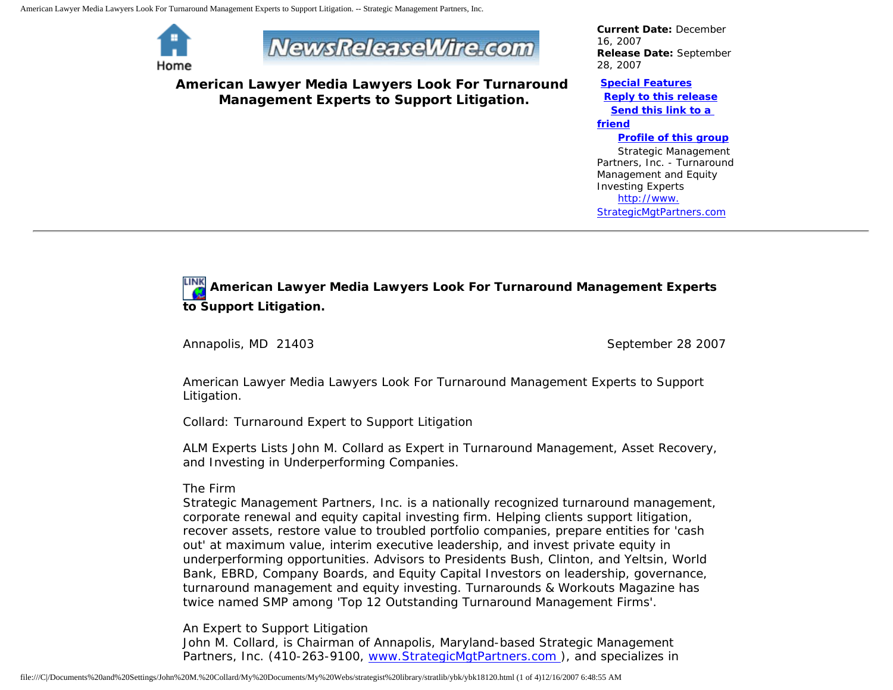# American Lawyer Media Lawyers Look For Turnaround Management Experts to Support Litigation.

**Current Date:** December 16, 2007
**Release Date:** September 28, 2007

**Special Features**
**Reply to this release**
**Send this link to a friend**
**Profile of this group**

Strategic Management Partners, Inc. - Turnaround Management and Equity Investing Experts
http://www.StrategicMgtPartners.com

---

## American Lawyer Media Lawyers Look For Turnaround Management Experts to Support Litigation.

Annapolis, MD 21403 September 28 2007

American Lawyer Media Lawyers Look For Turnaround Management Experts to Support Litigation.

Collard: Turnaround Expert to Support Litigation

ALM Experts Lists John M. Collard as Expert in Turnaround Management, Asset Recovery, and Investing in Underperforming Companies.

The Firm
Strategic Management Partners, Inc. is a nationally recognized turnaround management, corporate renewal and equity capital investing firm. Helping clients support litigation, recover assets, restore value to troubled portfolio companies, prepare entities for 'cash out' at maximum value, interim executive leadership, and invest private equity in underperforming opportunities. Advisors to Presidents Bush, Clinton, and Yeltsin, World Bank, EBRD, Company Boards, and Equity Capital Investors on leadership, governance, turnaround management and equity investing. Turnarounds & Workouts Magazine has twice named SMP among 'Top 12 Outstanding Turnaround Management Firms'.

An Expert to Support Litigation
John M. Collard, is Chairman of Annapolis, Maryland-based Strategic Management Partners, Inc. (410-263-9100, www.StrategicMgtPartners.com ), and specializes in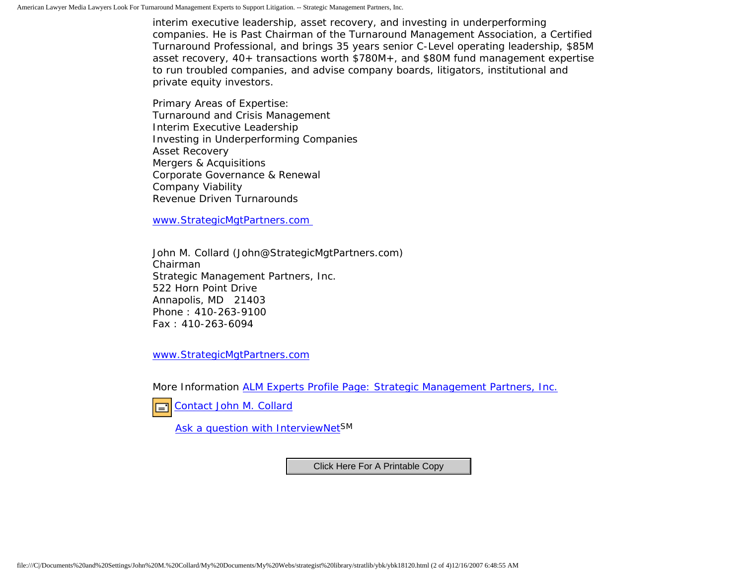interim executive leadership, asset recovery, and investing in underperforming companies. He is Past Chairman of the Turnaround Management Association, a Certified Turnaround Professional, and brings 35 years senior C-Level operating leadership, $85M asset recovery, 40+ transactions worth $780M+, and $80M fund management expertise to run troubled companies, and advise company boards, litigators, institutional and private equity investors.

Primary Areas of Expertise:
Turnaround and Crisis Management
Interim Executive Leadership
Investing in Underperforming Companies
Asset Recovery
Mergers & Acquisitions
Corporate Governance & Renewal
Company Viability
Revenue Driven Turnarounds

www.StrategicMgtPartners.com

John M. Collard (John@StrategicMgtPartners.com)
Chairman
Strategic Management Partners, Inc.
522 Horn Point Drive
Annapolis, MD 21403
Phone : 410-263-9100
Fax : 410-263-6094

www.StrategicMgtPartners.com

More Information ALM Experts Profile Page: Strategic Management Partners, Inc.

Contact John M. Collard

Ask a question with InterviewNet[SM]

Click Here For A Printable Copy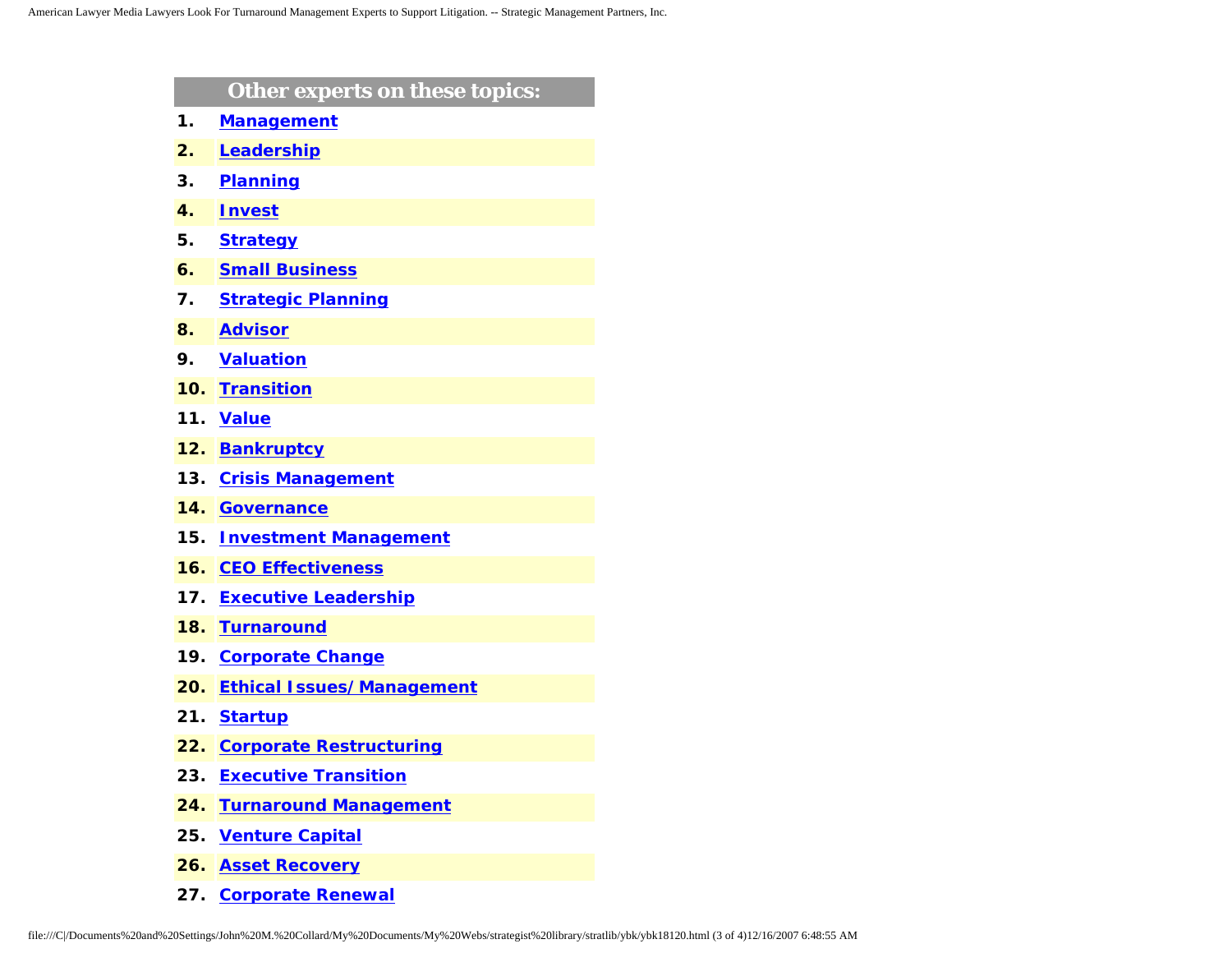## Other experts on these topics:

1. **Management**
2. **Leadership**
3. **Planning**
4. **Invest**
5. **Strategy**
6. **Small Business**
7. **Strategic Planning**
8. **Advisor**
9. **Valuation**
10. **Transition**
11. **Value**
12. **Bankruptcy**
13. **Crisis Management**
14. **Governance**
15. **Investment Management**
16. **CEO Effectiveness**
17. **Executive Leadership**
18. **Turnaround**
19. **Corporate Change**
20. **Ethical Issues/Management**
21. **Startup**
22. **Corporate Restructuring**
23. **Executive Transition**
24. **Turnaround Management**
25. **Venture Capital**
26. **Asset Recovery**
27. **Corporate Renewal**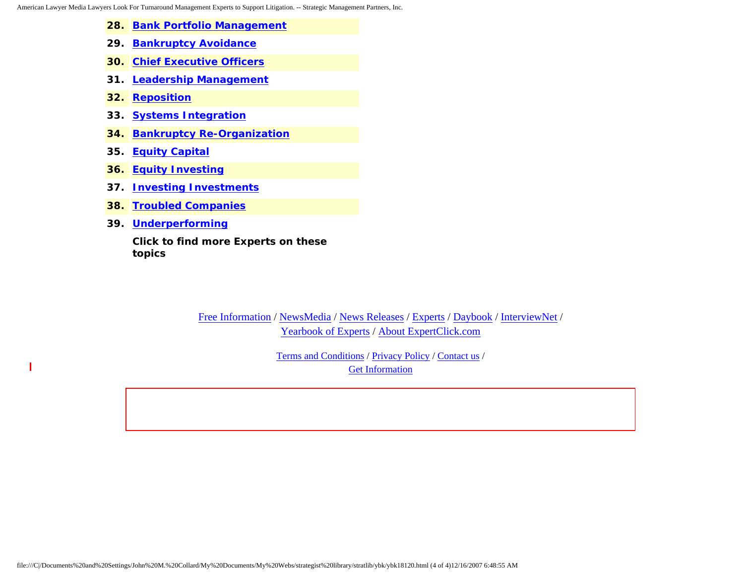28. **Bank Portfolio Management**
29. **Bankruptcy Avoidance**
30. **Chief Executive Officers**
31. **Leadership Management**
32. **Reposition**
33. **Systems Integration**
34. **Bankruptcy Re-Organization**
35. **Equity Capital**
36. **Equity Investing**
37. **Investing Investments**
38. **Troubled Companies**
39. **Underperforming**

**Click to find more Experts on these topics**

Free Information / NewsMedia / News Releases / Experts / Daybook / InterviewNet / Yearbook of Experts / About ExpertClick.com

Terms and Conditions / Privacy Policy / Contact us / Get Information